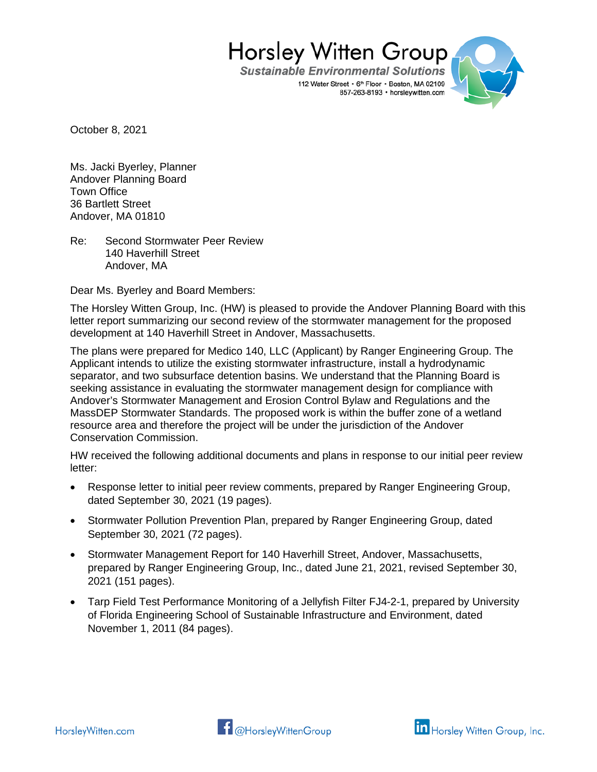Horsley Witten Group

*Sustainable Environmental Solutions*

112 Water Street • 6th Floor • Boston, MA 02109
857-263-8193 • horsleywitten.com

October 8, 2021

Ms. Jacki Byerley, Planner
Andover Planning Board
Town Office
36 Bartlett Street
Andover, MA 01810

Re: Second Stormwater Peer Review
140 Haverhill Street
Andover, MA

Dear Ms. Byerley and Board Members:

The Horsley Witten Group, Inc. (HW) is pleased to provide the Andover Planning Board with this letter report summarizing our second review of the stormwater management for the proposed development at 140 Haverhill Street in Andover, Massachusetts.

The plans were prepared for Medico 140, LLC (Applicant) by Ranger Engineering Group. The Applicant intends to utilize the existing stormwater infrastructure, install a hydrodynamic separator, and two subsurface detention basins. We understand that the Planning Board is seeking assistance in evaluating the stormwater management design for compliance with Andover's Stormwater Management and Erosion Control Bylaw and Regulations and the MassDEP Stormwater Standards. The proposed work is within the buffer zone of a wetland resource area and therefore the project will be under the jurisdiction of the Andover Conservation Commission.

HW received the following additional documents and plans in response to our initial peer review letter:

- Response letter to initial peer review comments, prepared by Ranger Engineering Group, dated September 30, 2021 (19 pages).
- Stormwater Pollution Prevention Plan, prepared by Ranger Engineering Group, dated September 30, 2021 (72 pages).
- Stormwater Management Report for 140 Haverhill Street, Andover, Massachusetts, prepared by Ranger Engineering Group, Inc., dated June 21, 2021, revised September 30, 2021 (151 pages).
- Tarp Field Test Performance Monitoring of a Jellyfish Filter FJ4-2-1, prepared by University of Florida Engineering School of Sustainable Infrastructure and Environment, dated November 1, 2011 (84 pages).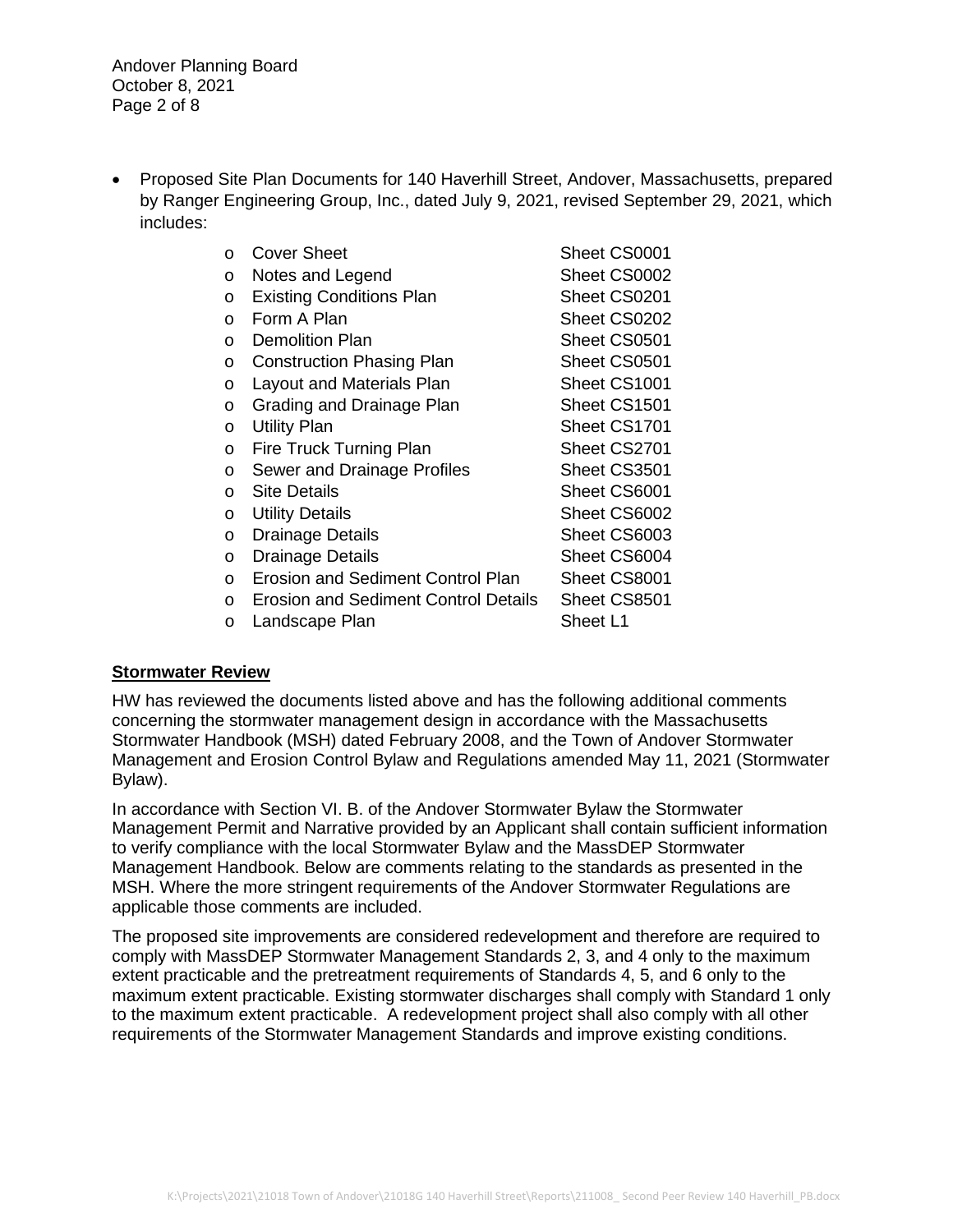- Proposed Site Plan Documents for 140 Haverhill Street, Andover, Massachusetts, prepared by Ranger Engineering Group, Inc., dated July 9, 2021, revised September 29, 2021, which includes:

  - Cover Sheet — Sheet CS0001
  - Notes and Legend — Sheet CS0002
  - Existing Conditions Plan — Sheet CS0201
  - Form A Plan — Sheet CS0202
  - Demolition Plan — Sheet CS0501
  - Construction Phasing Plan — Sheet CS0501
  - Layout and Materials Plan — Sheet CS1001
  - Grading and Drainage Plan — Sheet CS1501
  - Utility Plan — Sheet CS1701
  - Fire Truck Turning Plan — Sheet CS2701
  - Sewer and Drainage Profiles — Sheet CS3501
  - Site Details — Sheet CS6001
  - Utility Details — Sheet CS6002
  - Drainage Details — Sheet CS6003
  - Drainage Details — Sheet CS6004
  - Erosion and Sediment Control Plan — Sheet CS8001
  - Erosion and Sediment Control Details — Sheet CS8501
  - Landscape Plan — Sheet L1

## Stormwater Review

HW has reviewed the documents listed above and has the following additional comments concerning the stormwater management design in accordance with the Massachusetts Stormwater Handbook (MSH) dated February 2008, and the Town of Andover Stormwater Management and Erosion Control Bylaw and Regulations amended May 11, 2021 (Stormwater Bylaw).

In accordance with Section VI. B. of the Andover Stormwater Bylaw the Stormwater Management Permit and Narrative provided by an Applicant shall contain sufficient information to verify compliance with the local Stormwater Bylaw and the MassDEP Stormwater Management Handbook. Below are comments relating to the standards as presented in the MSH. Where the more stringent requirements of the Andover Stormwater Regulations are applicable those comments are included.

The proposed site improvements are considered redevelopment and therefore are required to comply with MassDEP Stormwater Management Standards 2, 3, and 4 only to the maximum extent practicable and the pretreatment requirements of Standards 4, 5, and 6 only to the maximum extent practicable. Existing stormwater discharges shall comply with Standard 1 only to the maximum extent practicable. A redevelopment project shall also comply with all other requirements of the Stormwater Management Standards and improve existing conditions.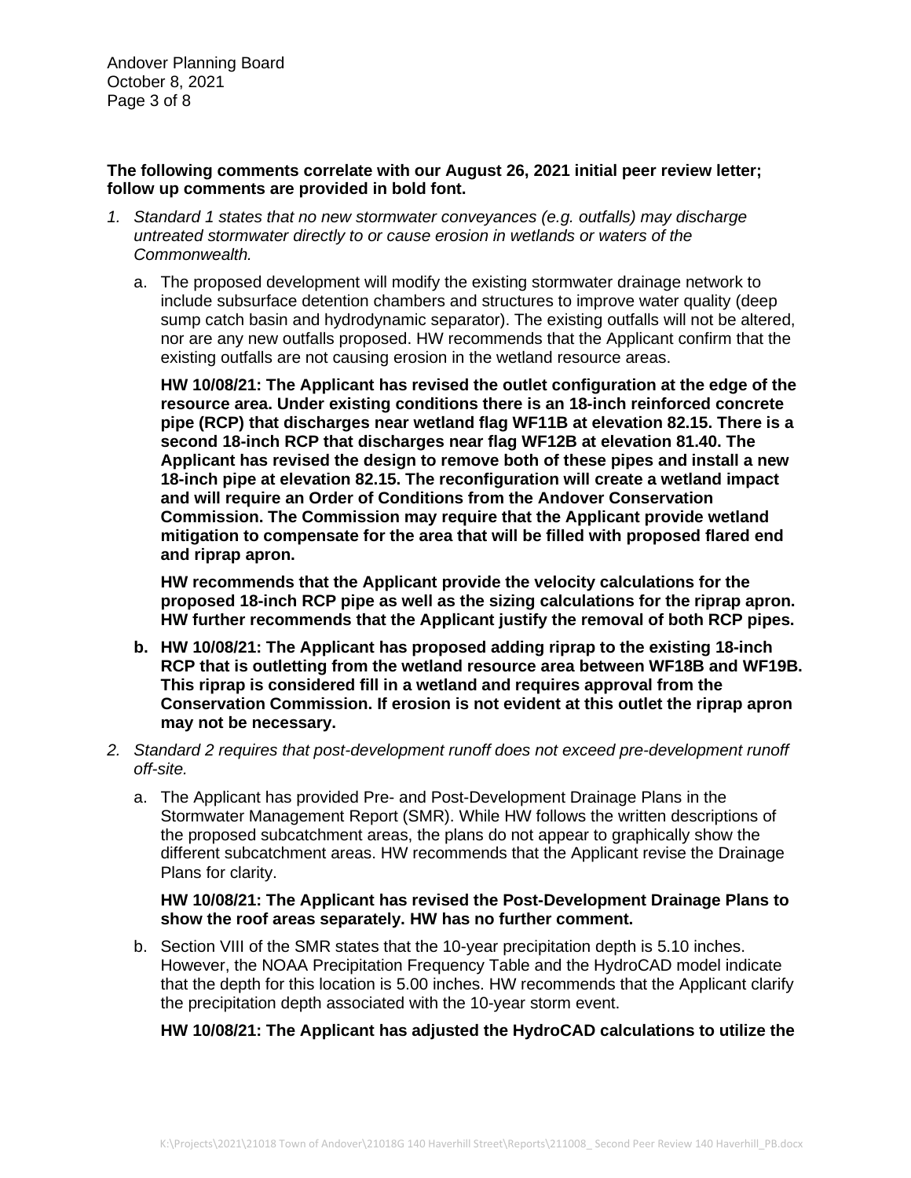**The following comments correlate with our August 26, 2021 initial peer review letter; follow up comments are provided in bold font.**

1. *Standard 1 states that no new stormwater conveyances (e.g. outfalls) may discharge untreated stormwater directly to or cause erosion in wetlands or waters of the Commonwealth.*

   a. The proposed development will modify the existing stormwater drainage network to include subsurface detention chambers and structures to improve water quality (deep sump catch basin and hydrodynamic separator). The existing outfalls will not be altered, nor are any new outfalls proposed. HW recommends that the Applicant confirm that the existing outfalls are not causing erosion in the wetland resource areas.

      **HW 10/08/21: The Applicant has revised the outlet configuration at the edge of the resource area. Under existing conditions there is an 18-inch reinforced concrete pipe (RCP) that discharges near wetland flag WF11B at elevation 82.15. There is a second 18-inch RCP that discharges near flag WF12B at elevation 81.40. The Applicant has revised the design to remove both of these pipes and install a new 18-inch pipe at elevation 82.15. The reconfiguration will create a wetland impact and will require an Order of Conditions from the Andover Conservation Commission. The Commission may require that the Applicant provide wetland mitigation to compensate for the area that will be filled with proposed flared end and riprap apron.**

      **HW recommends that the Applicant provide the velocity calculations for the proposed 18-inch RCP pipe as well as the sizing calculations for the riprap apron. HW further recommends that the Applicant justify the removal of both RCP pipes.**

   **b. HW 10/08/21: The Applicant has proposed adding riprap to the existing 18-inch RCP that is outletting from the wetland resource area between WF18B and WF19B. This riprap is considered fill in a wetland and requires approval from the Conservation Commission. If erosion is not evident at this outlet the riprap apron may not be necessary.**

2. *Standard 2 requires that post-development runoff does not exceed pre-development runoff off-site.*

   a. The Applicant has provided Pre- and Post-Development Drainage Plans in the Stormwater Management Report (SMR). While HW follows the written descriptions of the proposed subcatchment areas, the plans do not appear to graphically show the different subcatchment areas. HW recommends that the Applicant revise the Drainage Plans for clarity.

      **HW 10/08/21: The Applicant has revised the Post-Development Drainage Plans to show the roof areas separately. HW has no further comment.**

   b. Section VIII of the SMR states that the 10-year precipitation depth is 5.10 inches. However, the NOAA Precipitation Frequency Table and the HydroCAD model indicate that the depth for this location is 5.00 inches. HW recommends that the Applicant clarify the precipitation depth associated with the 10-year storm event.

      **HW 10/08/21: The Applicant has adjusted the HydroCAD calculations to utilize the**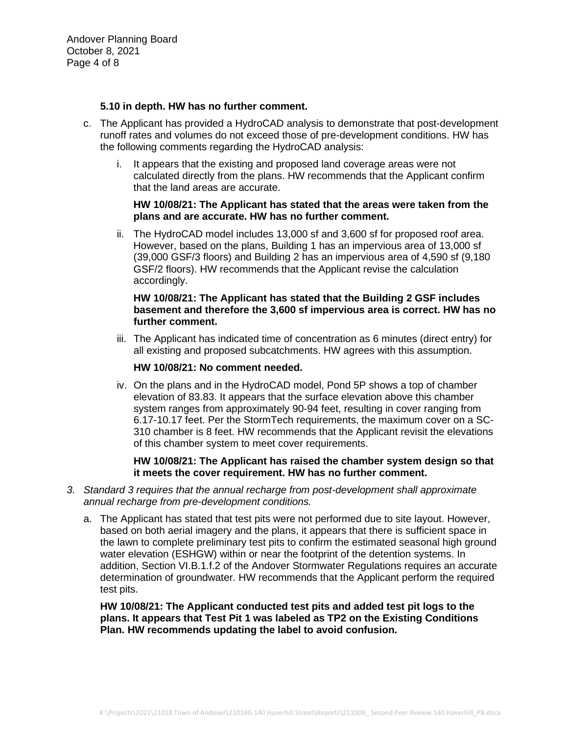**5.10 in depth. HW has no further comment.**

c. The Applicant has provided a HydroCAD analysis to demonstrate that post-development runoff rates and volumes do not exceed those of pre-development conditions. HW has the following comments regarding the HydroCAD analysis:

   i. It appears that the existing and proposed land coverage areas were not calculated directly from the plans. HW recommends that the Applicant confirm that the land areas are accurate.

      **HW 10/08/21: The Applicant has stated that the areas were taken from the plans and are accurate. HW has no further comment.**

   ii. The HydroCAD model includes 13,000 sf and 3,600 sf for proposed roof area. However, based on the plans, Building 1 has an impervious area of 13,000 sf (39,000 GSF/3 floors) and Building 2 has an impervious area of 4,590 sf (9,180 GSF/2 floors). HW recommends that the Applicant revise the calculation accordingly.

      **HW 10/08/21: The Applicant has stated that the Building 2 GSF includes basement and therefore the 3,600 sf impervious area is correct. HW has no further comment.**

   iii. The Applicant has indicated time of concentration as 6 minutes (direct entry) for all existing and proposed subcatchments. HW agrees with this assumption.

      **HW 10/08/21: No comment needed.**

   iv. On the plans and in the HydroCAD model, Pond 5P shows a top of chamber elevation of 83.83. It appears that the surface elevation above this chamber system ranges from approximately 90-94 feet, resulting in cover ranging from 6.17-10.17 feet. Per the StormTech requirements, the maximum cover on a SC-310 chamber is 8 feet. HW recommends that the Applicant revisit the elevations of this chamber system to meet cover requirements.

      **HW 10/08/21: The Applicant has raised the chamber system design so that it meets the cover requirement. HW has no further comment.**

3. *Standard 3 requires that the annual recharge from post-development shall approximate annual recharge from pre-development conditions.*

   a. The Applicant has stated that test pits were not performed due to site layout. However, based on both aerial imagery and the plans, it appears that there is sufficient space in the lawn to complete preliminary test pits to confirm the estimated seasonal high ground water elevation (ESHGW) within or near the footprint of the detention systems. In addition, Section VI.B.1.f.2 of the Andover Stormwater Regulations requires an accurate determination of groundwater. HW recommends that the Applicant perform the required test pits.

      **HW 10/08/21: The Applicant conducted test pits and added test pit logs to the plans. It appears that Test Pit 1 was labeled as TP2 on the Existing Conditions Plan. HW recommends updating the label to avoid confusion.**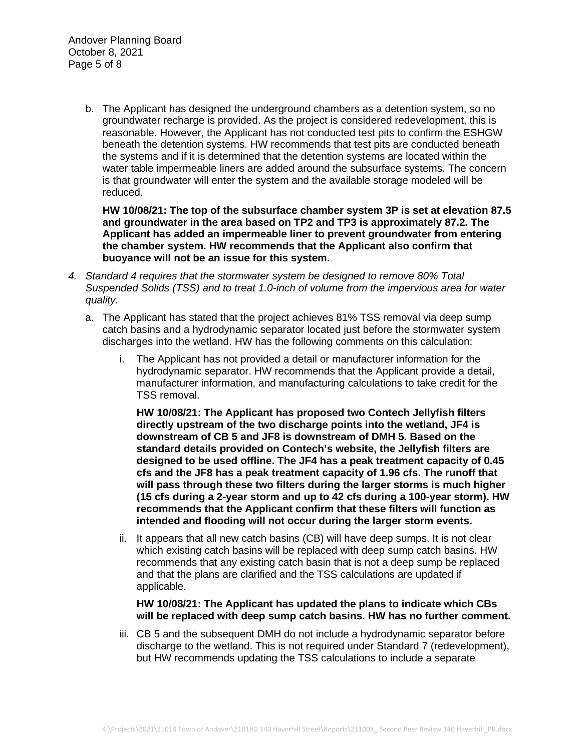b. The Applicant has designed the underground chambers as a detention system, so no groundwater recharge is provided. As the project is considered redevelopment, this is reasonable. However, the Applicant has not conducted test pits to confirm the ESHGW beneath the detention systems. HW recommends that test pits are conducted beneath the systems and if it is determined that the detention systems are located within the water table impermeable liners are added around the subsurface systems. The concern is that groundwater will enter the system and the available storage modeled will be reduced.

   **HW 10/08/21: The top of the subsurface chamber system 3P is set at elevation 87.5 and groundwater in the area based on TP2 and TP3 is approximately 87.2. The Applicant has added an impermeable liner to prevent groundwater from entering the chamber system. HW recommends that the Applicant also confirm that buoyance will not be an issue for this system.**

4. *Standard 4 requires that the stormwater system be designed to remove 80% Total Suspended Solids (TSS) and to treat 1.0-inch of volume from the impervious area for water quality.*

   a. The Applicant has stated that the project achieves 81% TSS removal via deep sump catch basins and a hydrodynamic separator located just before the stormwater system discharges into the wetland. HW has the following comments on this calculation:

      i. The Applicant has not provided a detail or manufacturer information for the hydrodynamic separator. HW recommends that the Applicant provide a detail, manufacturer information, and manufacturing calculations to take credit for the TSS removal.

         **HW 10/08/21: The Applicant has proposed two Contech Jellyfish filters directly upstream of the two discharge points into the wetland, JF4 is downstream of CB 5 and JF8 is downstream of DMH 5. Based on the standard details provided on Contech's website, the Jellyfish filters are designed to be used offline. The JF4 has a peak treatment capacity of 0.45 cfs and the JF8 has a peak treatment capacity of 1.96 cfs. The runoff that will pass through these two filters during the larger storms is much higher (15 cfs during a 2-year storm and up to 42 cfs during a 100-year storm). HW recommends that the Applicant confirm that these filters will function as intended and flooding will not occur during the larger storm events.**

      ii. It appears that all new catch basins (CB) will have deep sumps. It is not clear which existing catch basins will be replaced with deep sump catch basins. HW recommends that any existing catch basin that is not a deep sump be replaced and that the plans are clarified and the TSS calculations are updated if applicable.

         **HW 10/08/21: The Applicant has updated the plans to indicate which CBs will be replaced with deep sump catch basins. HW has no further comment.**

      iii. CB 5 and the subsequent DMH do not include a hydrodynamic separator before discharge to the wetland. This is not required under Standard 7 (redevelopment), but HW recommends updating the TSS calculations to include a separate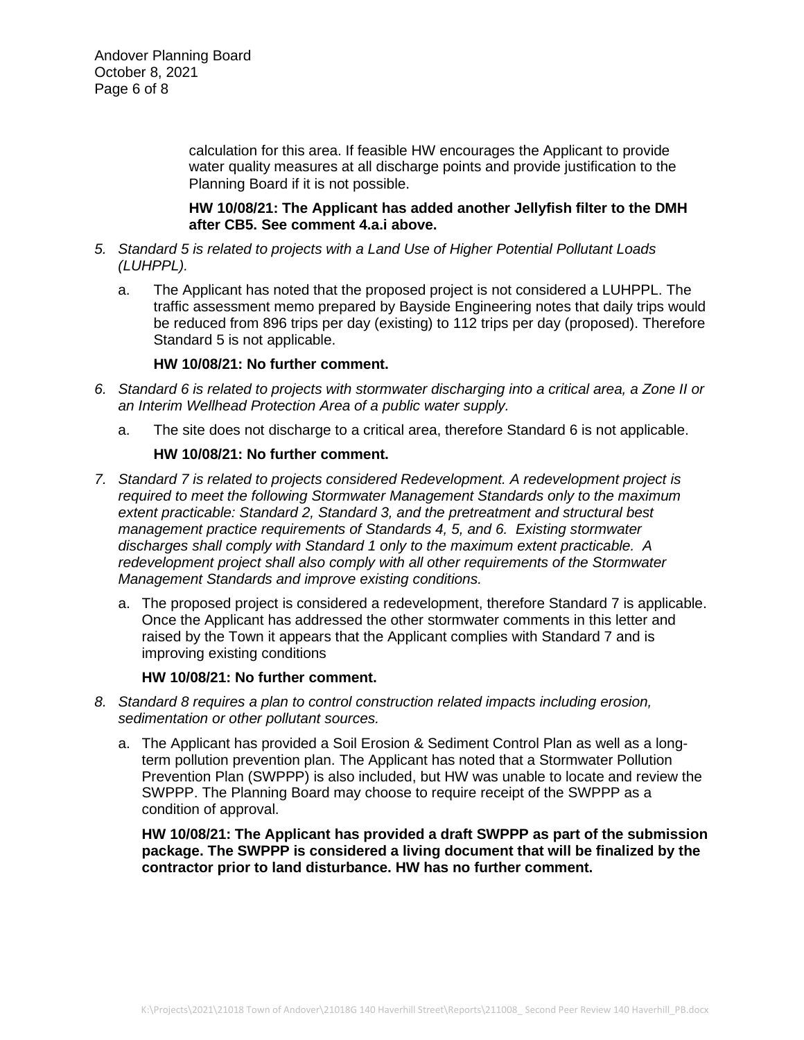calculation for this area. If feasible HW encourages the Applicant to provide water quality measures at all discharge points and provide justification to the Planning Board if it is not possible.

**HW 10/08/21: The Applicant has added another Jellyfish filter to the DMH after CB5. See comment 4.a.i above.**

5. *Standard 5 is related to projects with a Land Use of Higher Potential Pollutant Loads (LUHPPL).*

   a. The Applicant has noted that the proposed project is not considered a LUHPPL. The traffic assessment memo prepared by Bayside Engineering notes that daily trips would be reduced from 896 trips per day (existing) to 112 trips per day (proposed). Therefore Standard 5 is not applicable.

   **HW 10/08/21: No further comment.**

6. *Standard 6 is related to projects with stormwater discharging into a critical area, a Zone II or an Interim Wellhead Protection Area of a public water supply.*

   a. The site does not discharge to a critical area, therefore Standard 6 is not applicable.

   **HW 10/08/21: No further comment.**

7. *Standard 7 is related to projects considered Redevelopment. A redevelopment project is required to meet the following Stormwater Management Standards only to the maximum extent practicable: Standard 2, Standard 3, and the pretreatment and structural best management practice requirements of Standards 4, 5, and 6. Existing stormwater discharges shall comply with Standard 1 only to the maximum extent practicable. A redevelopment project shall also comply with all other requirements of the Stormwater Management Standards and improve existing conditions.*

   a. The proposed project is considered a redevelopment, therefore Standard 7 is applicable. Once the Applicant has addressed the other stormwater comments in this letter and raised by the Town it appears that the Applicant complies with Standard 7 and is improving existing conditions

   **HW 10/08/21: No further comment.**

8. *Standard 8 requires a plan to control construction related impacts including erosion, sedimentation or other pollutant sources.*

   a. The Applicant has provided a Soil Erosion & Sediment Control Plan as well as a long-term pollution prevention plan. The Applicant has noted that a Stormwater Pollution Prevention Plan (SWPPP) is also included, but HW was unable to locate and review the SWPPP. The Planning Board may choose to require receipt of the SWPPP as a condition of approval.

   **HW 10/08/21: The Applicant has provided a draft SWPPP as part of the submission package. The SWPPP is considered a living document that will be finalized by the contractor prior to land disturbance. HW has no further comment.**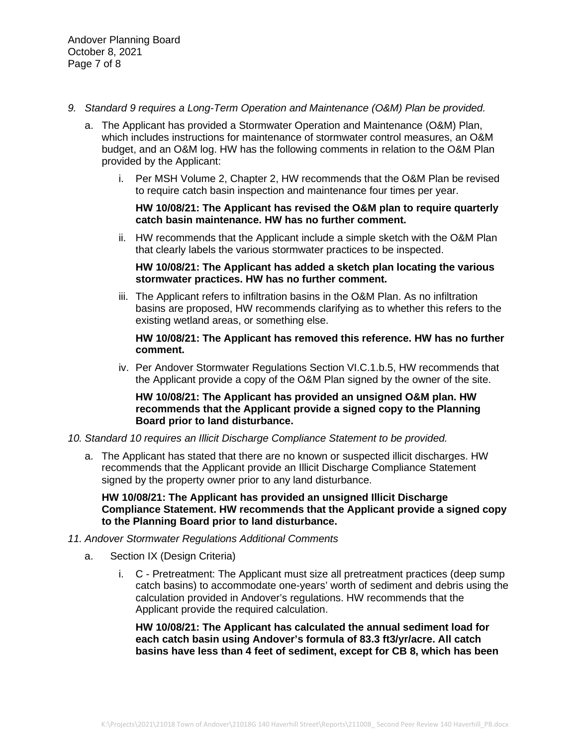*9. Standard 9 requires a Long-Term Operation and Maintenance (O&M) Plan be provided.*

a. The Applicant has provided a Stormwater Operation and Maintenance (O&M) Plan, which includes instructions for maintenance of stormwater control measures, an O&M budget, and an O&M log. HW has the following comments in relation to the O&M Plan provided by the Applicant:

   i. Per MSH Volume 2, Chapter 2, HW recommends that the O&M Plan be revised to require catch basin inspection and maintenance four times per year.

   **HW 10/08/21: The Applicant has revised the O&M plan to require quarterly catch basin maintenance. HW has no further comment.**

   ii. HW recommends that the Applicant include a simple sketch with the O&M Plan that clearly labels the various stormwater practices to be inspected.

   **HW 10/08/21: The Applicant has added a sketch plan locating the various stormwater practices. HW has no further comment.**

   iii. The Applicant refers to infiltration basins in the O&M Plan. As no infiltration basins are proposed, HW recommends clarifying as to whether this refers to the existing wetland areas, or something else.

   **HW 10/08/21: The Applicant has removed this reference. HW has no further comment.**

   iv. Per Andover Stormwater Regulations Section VI.C.1.b.5, HW recommends that the Applicant provide a copy of the O&M Plan signed by the owner of the site.

   **HW 10/08/21: The Applicant has provided an unsigned O&M plan. HW recommends that the Applicant provide a signed copy to the Planning Board prior to land disturbance.**

*10. Standard 10 requires an Illicit Discharge Compliance Statement to be provided.*

a. The Applicant has stated that there are no known or suspected illicit discharges. HW recommends that the Applicant provide an Illicit Discharge Compliance Statement signed by the property owner prior to any land disturbance.

**HW 10/08/21: The Applicant has provided an unsigned Illicit Discharge Compliance Statement. HW recommends that the Applicant provide a signed copy to the Planning Board prior to land disturbance.**

*11. Andover Stormwater Regulations Additional Comments*

a. Section IX (Design Criteria)

   i. C - Pretreatment: The Applicant must size all pretreatment practices (deep sump catch basins) to accommodate one-years' worth of sediment and debris using the calculation provided in Andover's regulations. HW recommends that the Applicant provide the required calculation.

   **HW 10/08/21: The Applicant has calculated the annual sediment load for each catch basin using Andover's formula of 83.3 ft3/yr/acre. All catch basins have less than 4 feet of sediment, except for CB 8, which has been**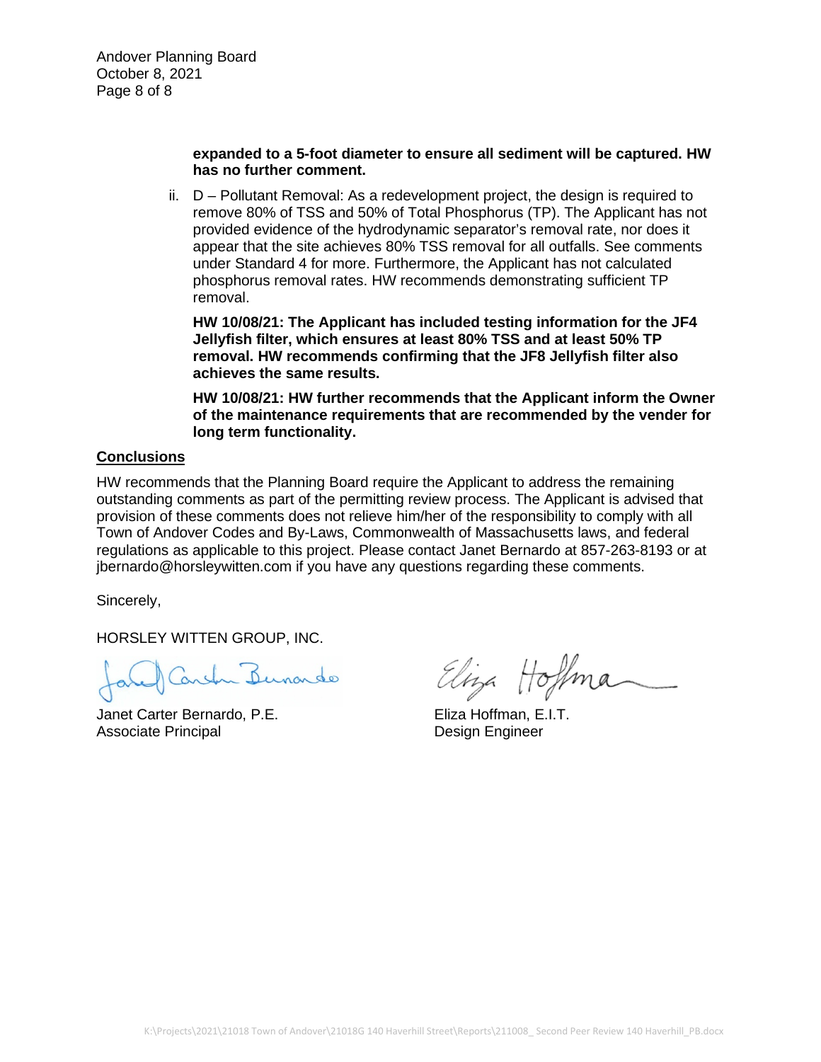**expanded to a 5-foot diameter to ensure all sediment will be captured. HW has no further comment.**

ii. D – Pollutant Removal: As a redevelopment project, the design is required to remove 80% of TSS and 50% of Total Phosphorus (TP). The Applicant has not provided evidence of the hydrodynamic separator's removal rate, nor does it appear that the site achieves 80% TSS removal for all outfalls. See comments under Standard 4 for more. Furthermore, the Applicant has not calculated phosphorus removal rates. HW recommends demonstrating sufficient TP removal.

**HW 10/08/21: The Applicant has included testing information for the JF4 Jellyfish filter, which ensures at least 80% TSS and at least 50% TP removal. HW recommends confirming that the JF8 Jellyfish filter also achieves the same results.**

**HW 10/08/21: HW further recommends that the Applicant inform the Owner of the maintenance requirements that are recommended by the vender for long term functionality.**

**Conclusions**

HW recommends that the Planning Board require the Applicant to address the remaining outstanding comments as part of the permitting review process. The Applicant is advised that provision of these comments does not relieve him/her of the responsibility to comply with all Town of Andover Codes and By-Laws, Commonwealth of Massachusetts laws, and federal regulations as applicable to this project. Please contact Janet Bernardo at 857-263-8193 or at jbernardo@horsleywitten.com if you have any questions regarding these comments.

Sincerely,

HORSLEY WITTEN GROUP, INC.

Janet Carter Bernardo, P.E.
Associate Principal

Eliza Hoffman, E.I.T.
Design Engineer